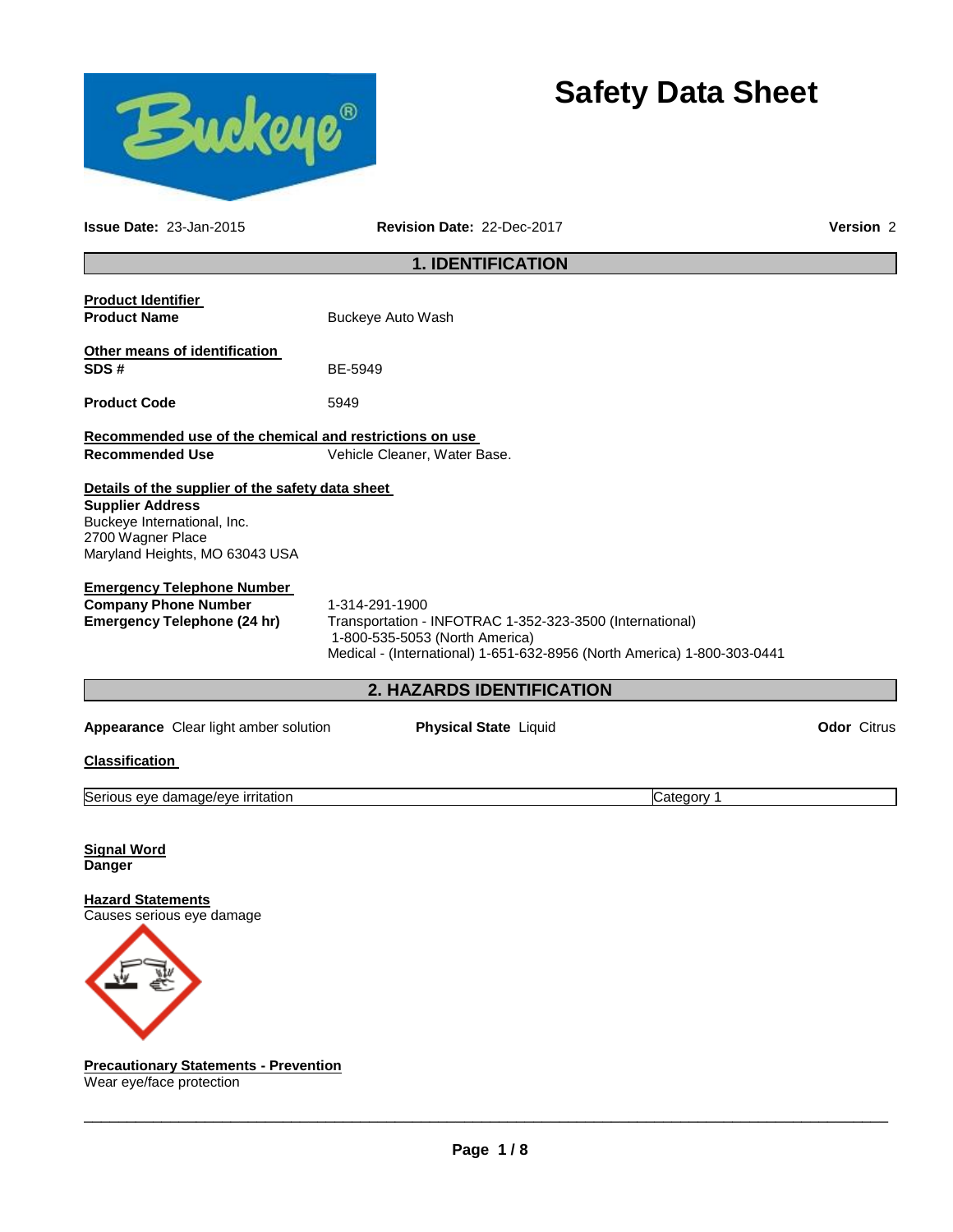# Safety Data Sheet

**Issue Date:** 23-Jan-2015 **Revision Date:** 22-Dec-2017 **Version** 2

## 1. IDENTIFICATION

**Product Identifier**

**Product Name** Buckeye Auto Wash

**Other means of identification**

**SDS #** BE-5949

**Product Code** 5949

**Recommended use of the chemical and restrictions on use**

**Recommended Use** Vehicle Cleaner, Water Base.

**Details of the supplier of the safety data sheet**

**Supplier Address**
Buckeye International, Inc.
2700 Wagner Place
Maryland Heights, MO 63043 USA

**Emergency Telephone Number**

**Company Phone Number** 1-314-291-1900

**Emergency Telephone (24 hr)** Transportation - INFOTRAC 1-352-323-3500 (International)
1-800-535-5053 (North America)
Medical - (International) 1-651-632-8956 (North America) 1-800-303-0441

## 2. HAZARDS IDENTIFICATION

**Appearance** Clear light amber solution **Physical State** Liquid **Odor** Citrus

**Classification**

| Serious eye damage/eye irritation | Category 1 |
|---|---|

**Signal Word**
**Danger**

**Hazard Statements**
Causes serious eye damage

**Precautionary Statements - Prevention**
Wear eye/face protection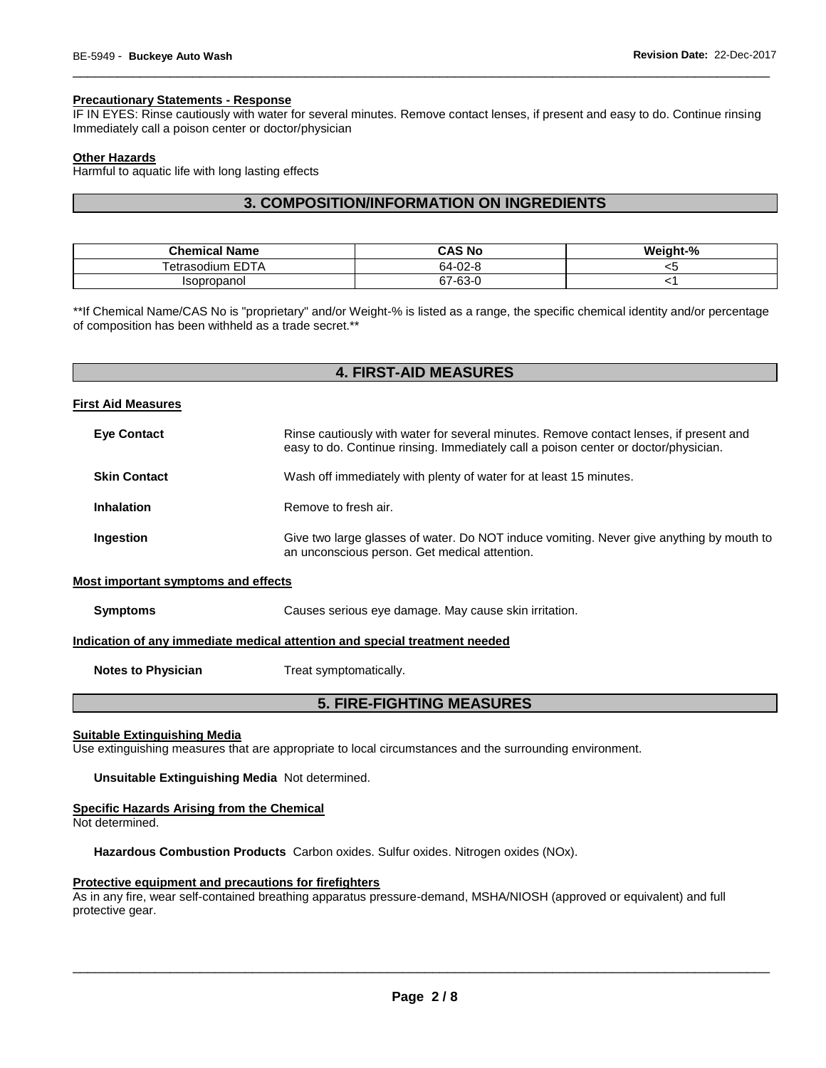#### Precautionary Statements - Response

IF IN EYES: Rinse cautiously with water for several minutes. Remove contact lenses, if present and easy to do. Continue rinsing Immediately call a poison center or doctor/physician

#### Other Hazards

Harmful to aquatic life with long lasting effects

## 3. COMPOSITION/INFORMATION ON INGREDIENTS

| Chemical Name | CAS No | Weight-% |
|---|---|---|
| Tetrasodium EDTA | 64-02-8 | <5 |
| Isopropanol | 67-63-0 | <1 |

**If Chemical Name/CAS No is "proprietary" and/or Weight-% is listed as a range, the specific chemical identity and/or percentage of composition has been withheld as a trade secret.**

## 4. FIRST-AID MEASURES

#### First Aid Measures

**Eye Contact** Rinse cautiously with water for several minutes. Remove contact lenses, if present and easy to do. Continue rinsing. Immediately call a poison center or doctor/physician.

**Skin Contact** Wash off immediately with plenty of water for at least 15 minutes.

**Inhalation** Remove to fresh air.

**Ingestion** Give two large glasses of water. Do NOT induce vomiting. Never give anything by mouth to an unconscious person. Get medical attention.

#### Most important symptoms and effects

**Symptoms** Causes serious eye damage. May cause skin irritation.

#### Indication of any immediate medical attention and special treatment needed

**Notes to Physician** Treat symptomatically.

## 5. FIRE-FIGHTING MEASURES

#### Suitable Extinguishing Media

Use extinguishing measures that are appropriate to local circumstances and the surrounding environment.

**Unsuitable Extinguishing Media** Not determined.

#### Specific Hazards Arising from the Chemical

Not determined.

**Hazardous Combustion Products** Carbon oxides. Sulfur oxides. Nitrogen oxides (NOx).

#### Protective equipment and precautions for firefighters

As in any fire, wear self-contained breathing apparatus pressure-demand, MSHA/NIOSH (approved or equivalent) and full protective gear.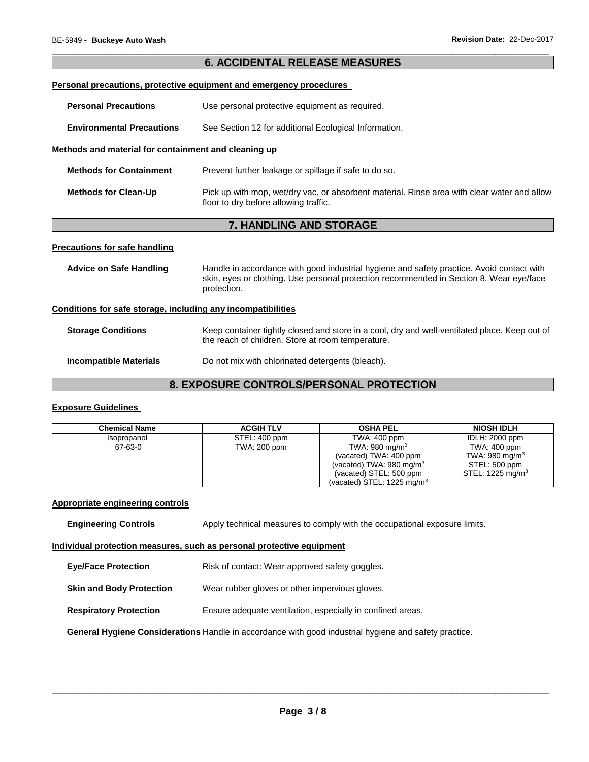## 6. ACCIDENTAL RELEASE MEASURES

### Personal precautions, protective equipment and emergency procedures

**Personal Precautions** Use personal protective equipment as required.

**Environmental Precautions** See Section 12 for additional Ecological Information.

### Methods and material for containment and cleaning up

**Methods for Containment** Prevent further leakage or spillage if safe to do so.

**Methods for Clean-Up** Pick up with mop, wet/dry vac, or absorbent material. Rinse area with clear water and allow floor to dry before allowing traffic.

## 7. HANDLING AND STORAGE

### Precautions for safe handling

**Advice on Safe Handling** Handle in accordance with good industrial hygiene and safety practice. Avoid contact with skin, eyes or clothing. Use personal protection recommended in Section 8. Wear eye/face protection.

### Conditions for safe storage, including any incompatibilities

**Storage Conditions** Keep container tightly closed and store in a cool, dry and well-ventilated place. Keep out of the reach of children. Store at room temperature.

**Incompatible Materials** Do not mix with chlorinated detergents (bleach).

## 8. EXPOSURE CONTROLS/PERSONAL PROTECTION

### Exposure Guidelines

| Chemical Name | ACGIH TLV | OSHA PEL | NIOSH IDLH |
|---|---|---|---|
| Isopropanol<br>67-63-0 | STEL: 400 ppm<br>TWA: 200 ppm | TWA: 400 ppm<br>TWA: 980 mg/m$^3$<br>(vacated) TWA: 400 ppm<br>(vacated) TWA: 980 mg/m$^3$<br>(vacated) STEL: 500 ppm<br>(vacated) STEL: 1225 mg/m$^3$ | IDLH: 2000 ppm<br>TWA: 400 ppm<br>TWA: 980 mg/m$^3$<br>STEL: 500 ppm<br>STEL: 1225 mg/m$^3$ |

### Appropriate engineering controls

**Engineering Controls** Apply technical measures to comply with the occupational exposure limits.

### Individual protection measures, such as personal protective equipment

**Eye/Face Protection** Risk of contact: Wear approved safety goggles.

**Skin and Body Protection** Wear rubber gloves or other impervious gloves.

**Respiratory Protection** Ensure adequate ventilation, especially in confined areas.

**General Hygiene Considerations** Handle in accordance with good industrial hygiene and safety practice.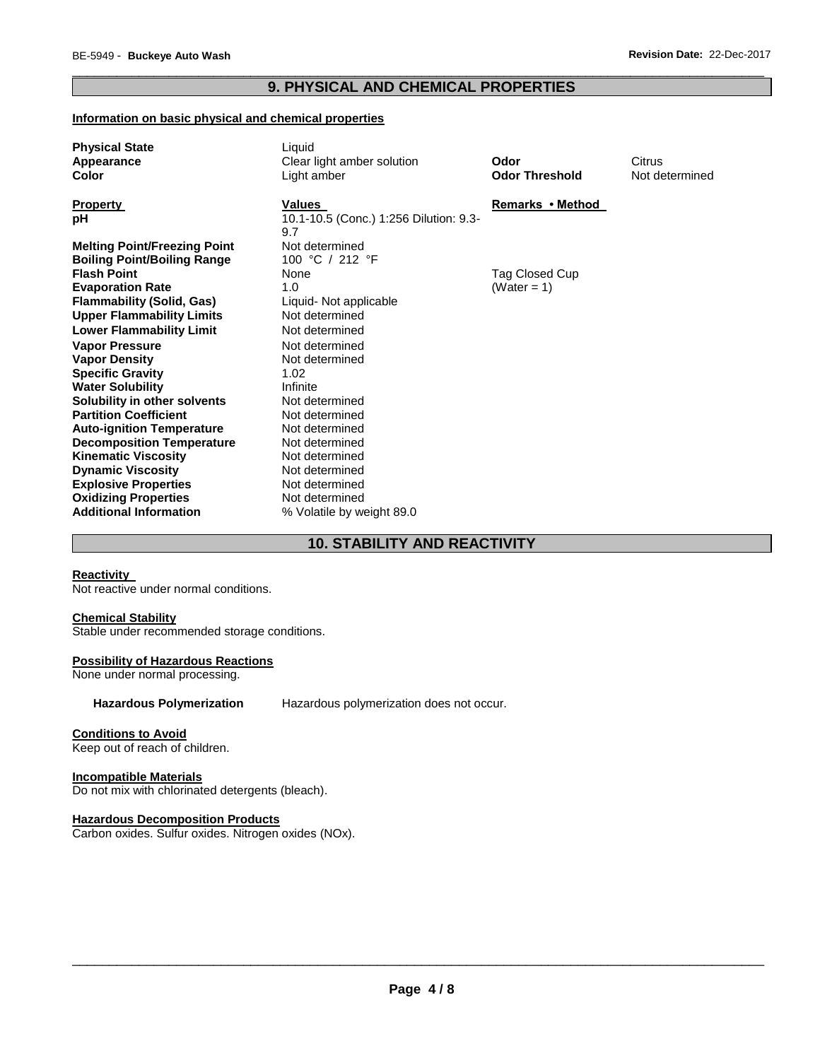## 9. PHYSICAL AND CHEMICAL PROPERTIES

**Information on basic physical and chemical properties**

| | | | |
|---|---|---|---|
| **Physical State** | Liquid | | |
| **Appearance** | Clear light amber solution | **Odor** | Citrus |
| **Color** | Light amber | **Odor Threshold** | Not determined |

| **Property** | **Values** | **Remarks • Method** |
|---|---|---|
| **pH** | 10.1-10.5 (Conc.) 1:256 Dilution: 9.3-9.7 | |
| **Melting Point/Freezing Point** | Not determined | |
| **Boiling Point/Boiling Range** | 100 °C / 212 °F | |
| **Flash Point** | None | Tag Closed Cup |
| **Evaporation Rate** | 1.0 | (Water = 1) |
| **Flammability (Solid, Gas)** | Liquid- Not applicable | |
| **Upper Flammability Limits** | Not determined | |
| **Lower Flammability Limit** | Not determined | |
| **Vapor Pressure** | Not determined | |
| **Vapor Density** | Not determined | |
| **Specific Gravity** | 1.02 | |
| **Water Solubility** | Infinite | |
| **Solubility in other solvents** | Not determined | |
| **Partition Coefficient** | Not determined | |
| **Auto-ignition Temperature** | Not determined | |
| **Decomposition Temperature** | Not determined | |
| **Kinematic Viscosity** | Not determined | |
| **Dynamic Viscosity** | Not determined | |
| **Explosive Properties** | Not determined | |
| **Oxidizing Properties** | Not determined | |
| **Additional Information** | % Volatile by weight 89.0 | |

## 10. STABILITY AND REACTIVITY

**Reactivity**

Not reactive under normal conditions.

**Chemical Stability**

Stable under recommended storage conditions.

**Possibility of Hazardous Reactions**

None under normal processing.

**Hazardous Polymerization** Hazardous polymerization does not occur.

**Conditions to Avoid**

Keep out of reach of children.

**Incompatible Materials**

Do not mix with chlorinated detergents (bleach).

**Hazardous Decomposition Products**

Carbon oxides. Sulfur oxides. Nitrogen oxides (NOx).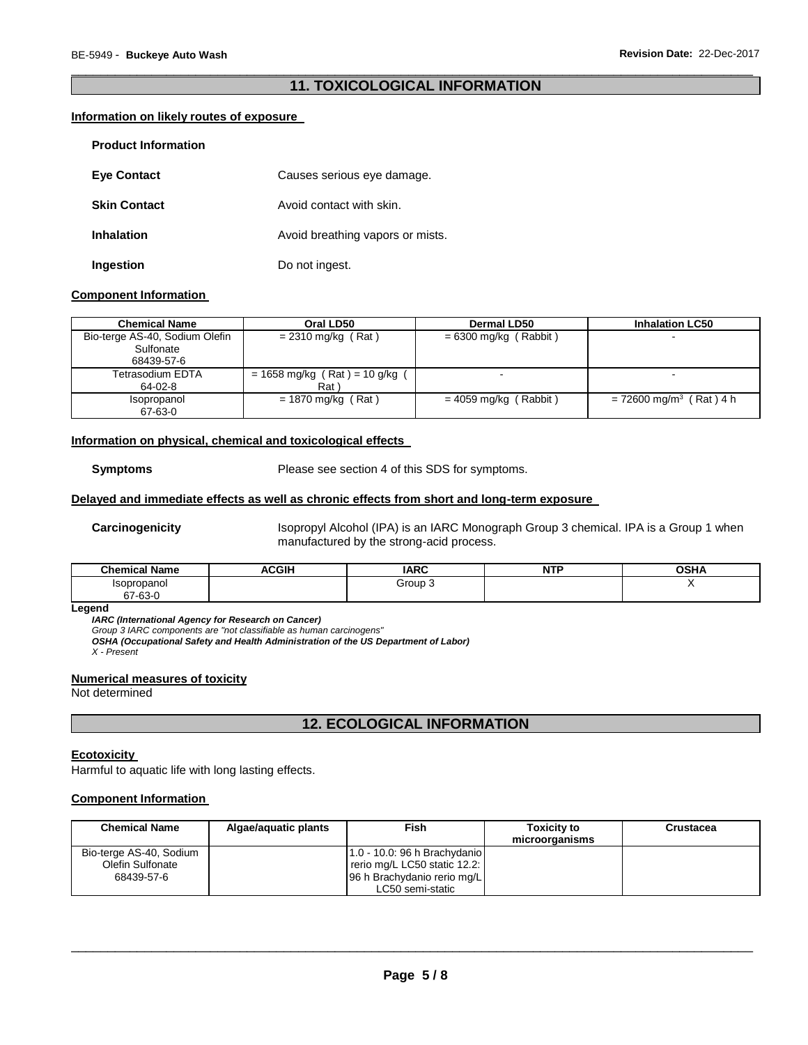## 11. TOXICOLOGICAL INFORMATION

### Information on likely routes of exposure

**Product Information**

**Eye Contact** Causes serious eye damage.

**Skin Contact** Avoid contact with skin.

**Inhalation** Avoid breathing vapors or mists.

**Ingestion** Do not ingest.

### Component Information

| Chemical Name | Oral LD50 | Dermal LD50 | Inhalation LC50 |
|---|---|---|---|
| Bio-terge AS-40, Sodium Olefin Sulfonate 68439-57-6 | = 2310 mg/kg ( Rat ) | = 6300 mg/kg ( Rabbit ) | - |
| Tetrasodium EDTA 64-02-8 | = 1658 mg/kg ( Rat ) = 10 g/kg ( Rat ) | - | - |
| Isopropanol 67-63-0 | = 1870 mg/kg ( Rat ) | = 4059 mg/kg ( Rabbit ) | = 72600 mg/m$^3$ ( Rat ) 4 h |

### Information on physical, chemical and toxicological effects

**Symptoms** Please see section 4 of this SDS for symptoms.

### Delayed and immediate effects as well as chronic effects from short and long-term exposure

**Carcinogenicity** Isopropyl Alcohol (IPA) is an IARC Monograph Group 3 chemical. IPA is a Group 1 when manufactured by the strong-acid process.

| Chemical Name | ACGIH | IARC | NTP | OSHA |
|---|---|---|---|---|
| Isopropanol 67-63-0 | | Group 3 | | X |

**Legend**

***IARC (International Agency for Research on Cancer)***
*Group 3 IARC components are "not classifiable as human carcinogens"*
***OSHA (Occupational Safety and Health Administration of the US Department of Labor)***
*X - Present*

### Numerical measures of toxicity

Not determined

## 12. ECOLOGICAL INFORMATION

### Ecotoxicity

Harmful to aquatic life with long lasting effects.

### Component Information

| Chemical Name | Algae/aquatic plants | Fish | Toxicity to microorganisms | Crustacea |
|---|---|---|---|---|
| Bio-terge AS-40, Sodium Olefin Sulfonate 68439-57-6 | | 1.0 - 10.0: 96 h Brachydanio rerio mg/L LC50 static 12.2: 96 h Brachydanio rerio mg/L LC50 semi-static | | |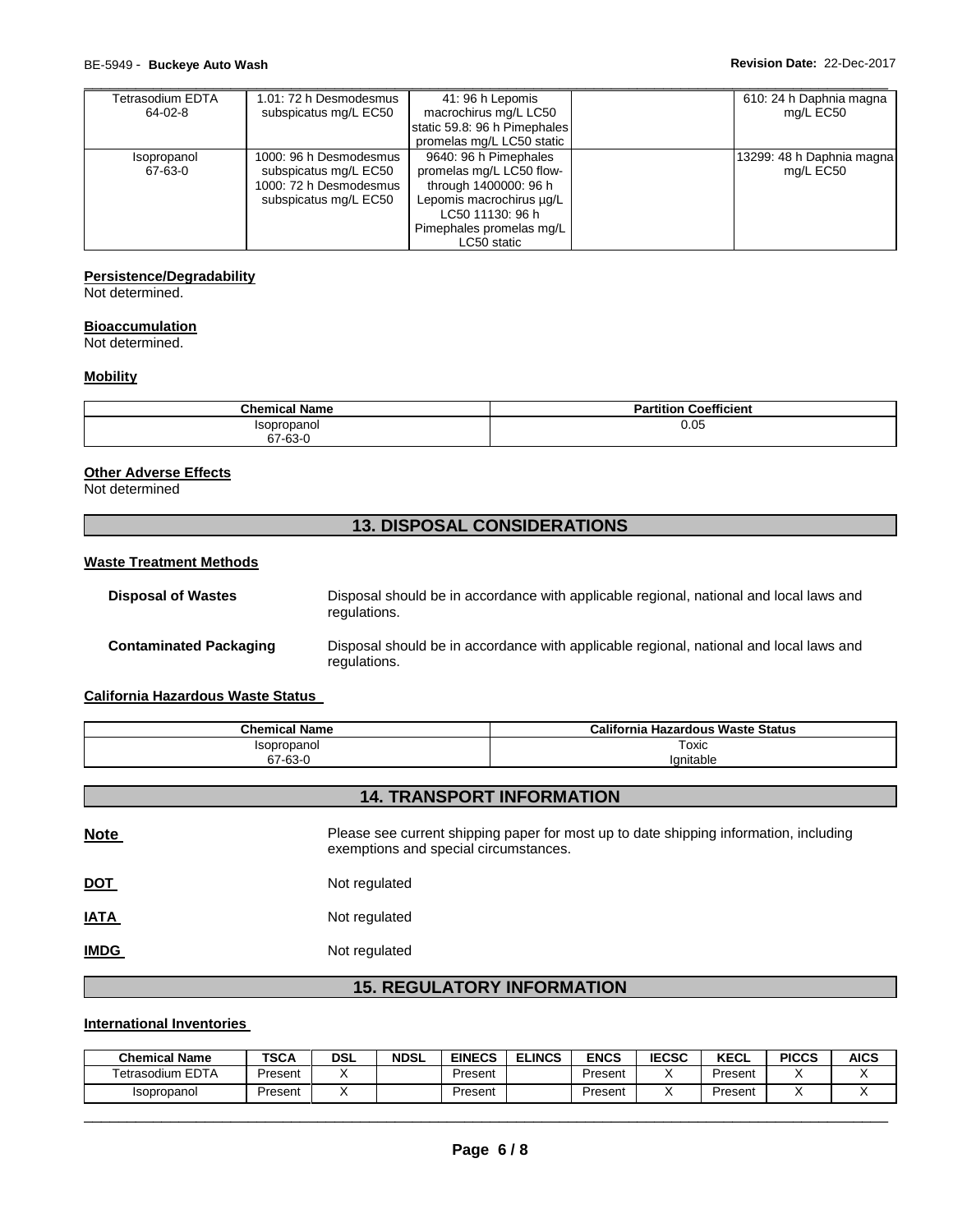| Tetrasodium EDTA 64-02-8 | 1.01: 72 h Desmodesmus subspicatus mg/L EC50 | 41: 96 h Lepomis macrochirus mg/L LC50 static 59.8: 96 h Pimephales promelas mg/L LC50 static | | 610: 24 h Daphnia magna mg/L EC50 |
|---|---|---|---|---|
| Isopropanol 67-63-0 | 1000: 96 h Desmodesmus subspicatus mg/L EC50 1000: 72 h Desmodesmus subspicatus mg/L EC50 | 9640: 96 h Pimephales promelas mg/L LC50 flow-through 1400000: 96 h Lepomis macrochirus µg/L LC50 11130: 96 h Pimephales promelas mg/L LC50 static | | 13299: 48 h Daphnia magna mg/L EC50 |

**Persistence/Degradability**

Not determined.

**Bioaccumulation**

Not determined.

**Mobility**

| Chemical Name | Partition Coefficient |
|---|---|
| Isopropanol 67-63-0 | 0.05 |

**Other Adverse Effects**

Not determined

## 13. DISPOSAL CONSIDERATIONS

**Waste Treatment Methods**

**Disposal of Wastes** Disposal should be in accordance with applicable regional, national and local laws and regulations.

**Contaminated Packaging** Disposal should be in accordance with applicable regional, national and local laws and regulations.

**California Hazardous Waste Status**

| Chemical Name | California Hazardous Waste Status |
|---|---|
| Isopropanol 67-63-0 | Toxic Ignitable |

## 14. TRANSPORT INFORMATION

**Note** Please see current shipping paper for most up to date shipping information, including exemptions and special circumstances.

**DOT** Not regulated

**IATA** Not regulated

**IMDG** Not regulated

## 15. REGULATORY INFORMATION

**International Inventories**

| Chemical Name | TSCA | DSL | NDSL | EINECS | ELINCS | ENCS | IECSC | KECL | PICCS | AICS |
|---|---|---|---|---|---|---|---|---|---|---|
| Tetrasodium EDTA | Present | X | | Present | | Present | X | Present | X | X |
| Isopropanol | Present | X | | Present | | Present | X | Present | X | X |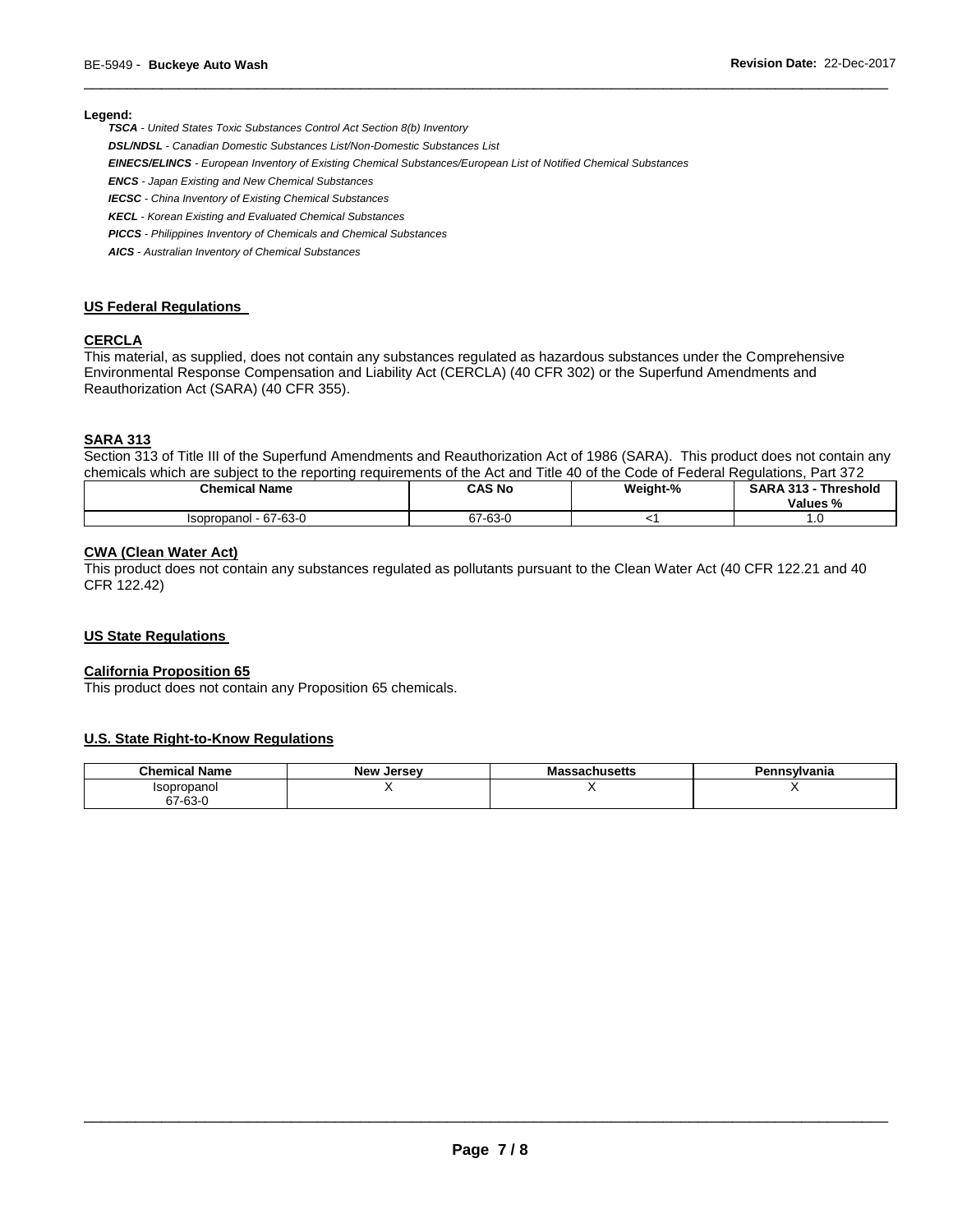**Legend:**

***TSCA*** *- United States Toxic Substances Control Act Section 8(b) Inventory*

***DSL/NDSL*** *- Canadian Domestic Substances List/Non-Domestic Substances List*

***EINECS/ELINCS*** *- European Inventory of Existing Chemical Substances/European List of Notified Chemical Substances*

***ENCS*** *- Japan Existing and New Chemical Substances*

***IECSC*** *- China Inventory of Existing Chemical Substances*

***KECL*** *- Korean Existing and Evaluated Chemical Substances*

***PICCS*** *- Philippines Inventory of Chemicals and Chemical Substances*

***AICS*** *- Australian Inventory of Chemical Substances*

## US Federal Regulations

### CERCLA

This material, as supplied, does not contain any substances regulated as hazardous substances under the Comprehensive Environmental Response Compensation and Liability Act (CERCLA) (40 CFR 302) or the Superfund Amendments and Reauthorization Act (SARA) (40 CFR 355).

### SARA 313

Section 313 of Title III of the Superfund Amendments and Reauthorization Act of 1986 (SARA). This product does not contain any chemicals which are subject to the reporting requirements of the Act and Title 40 of the Code of Federal Regulations, Part 372

| Chemical Name | CAS No | Weight-% | SARA 313 - Threshold Values % |
|---|---|---|---|
| Isopropanol - 67-63-0 | 67-63-0 | <1 | 1.0 |

### CWA (Clean Water Act)

This product does not contain any substances regulated as pollutants pursuant to the Clean Water Act (40 CFR 122.21 and 40 CFR 122.42)

## US State Regulations

### California Proposition 65

This product does not contain any Proposition 65 chemicals.

### U.S. State Right-to-Know Regulations

| Chemical Name | New Jersey | Massachusetts | Pennsylvania |
|---|---|---|---|
| Isopropanol 67-63-0 | X | X | X |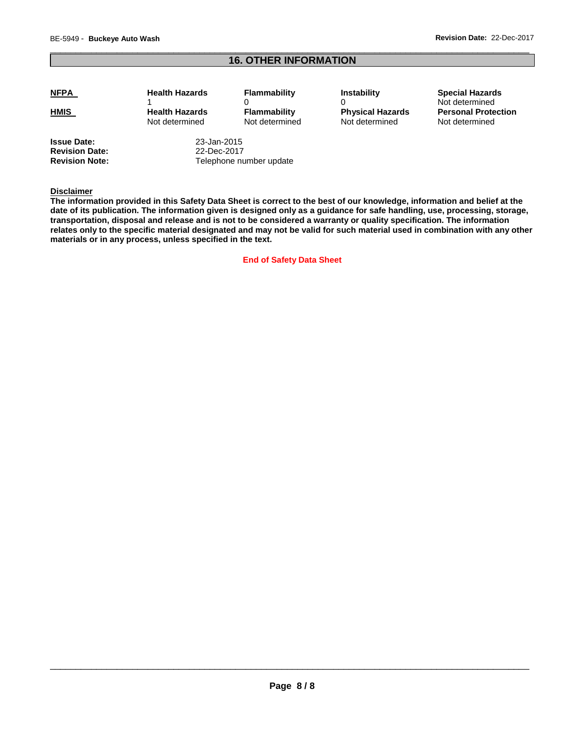## 16. OTHER INFORMATION

| | | | | |
|---|---|---|---|---|
| **NFPA** | **Health Hazards** 1 | **Flammability** 0 | **Instability** 0 | **Special Hazards** Not determined |
| **HMIS** | **Health Hazards** Not determined | **Flammability** Not determined | **Physical Hazards** Not determined | **Personal Protection** Not determined |

**Issue Date:** 23-Jan-2015
**Revision Date:** 22-Dec-2017
**Revision Note:** Telephone number update

**Disclaimer**

**The information provided in this Safety Data Sheet is correct to the best of our knowledge, information and belief at the date of its publication. The information given is designed only as a guidance for safe handling, use, processing, storage, transportation, disposal and release and is not to be considered a warranty or quality specification. The information relates only to the specific material designated and may not be valid for such material used in combination with any other materials or in any process, unless specified in the text.**

**End of Safety Data Sheet**